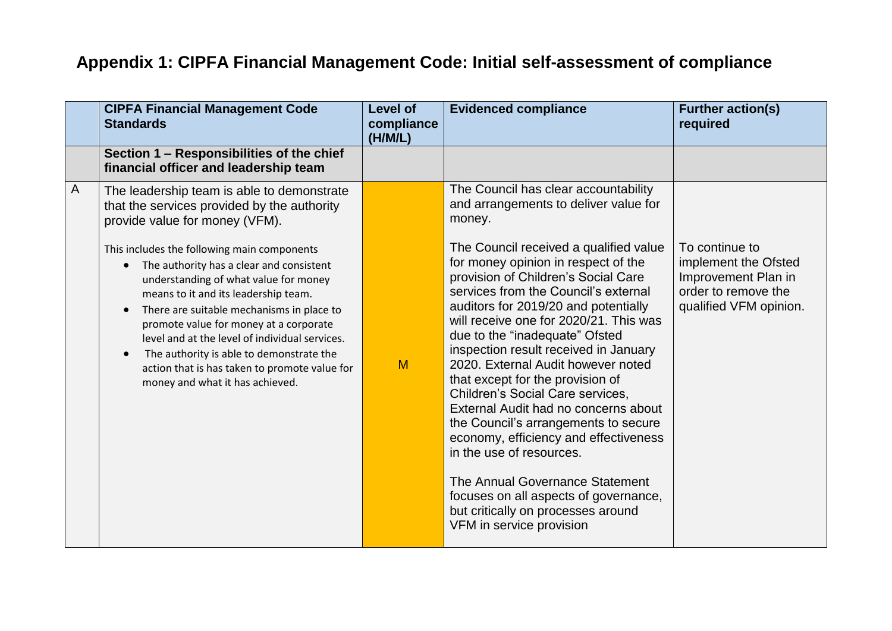# Appendix 1: CIPFA Financial Management Code: Initial self-assessment of compliance

| | CIPFA Financial Management Code Standards | Level of compliance (H/M/L) | Evidenced compliance | Further action(s) required |
|---|---|---|---|---|
| | **Section 1 – Responsibilities of the chief financial officer and leadership team** | | | |
| A | The leadership team is able to demonstrate that the services provided by the authority provide value for money (VFM).<br><br>This includes the following main components<br>• The authority has a clear and consistent understanding of what value for money means to it and its leadership team.<br>• There are suitable mechanisms in place to promote value for money at a corporate level and at the level of individual services.<br>• The authority is able to demonstrate the action that is has taken to promote value for money and what it has achieved. | M | The Council has clear accountability and arrangements to deliver value for money.<br><br>The Council received a qualified value for money opinion in respect of the provision of Children's Social Care services from the Council's external auditors for 2019/20 and potentially will receive one for 2020/21. This was due to the "inadequate" Ofsted inspection result received in January 2020. External Audit however noted that except for the provision of Children's Social Care services, External Audit had no concerns about the Council's arrangements to secure economy, efficiency and effectiveness in the use of resources.<br><br>The Annual Governance Statement focuses on all aspects of governance, but critically on processes around VFM in service provision | To continue to implement the Ofsted Improvement Plan in order to remove the qualified VFM opinion. |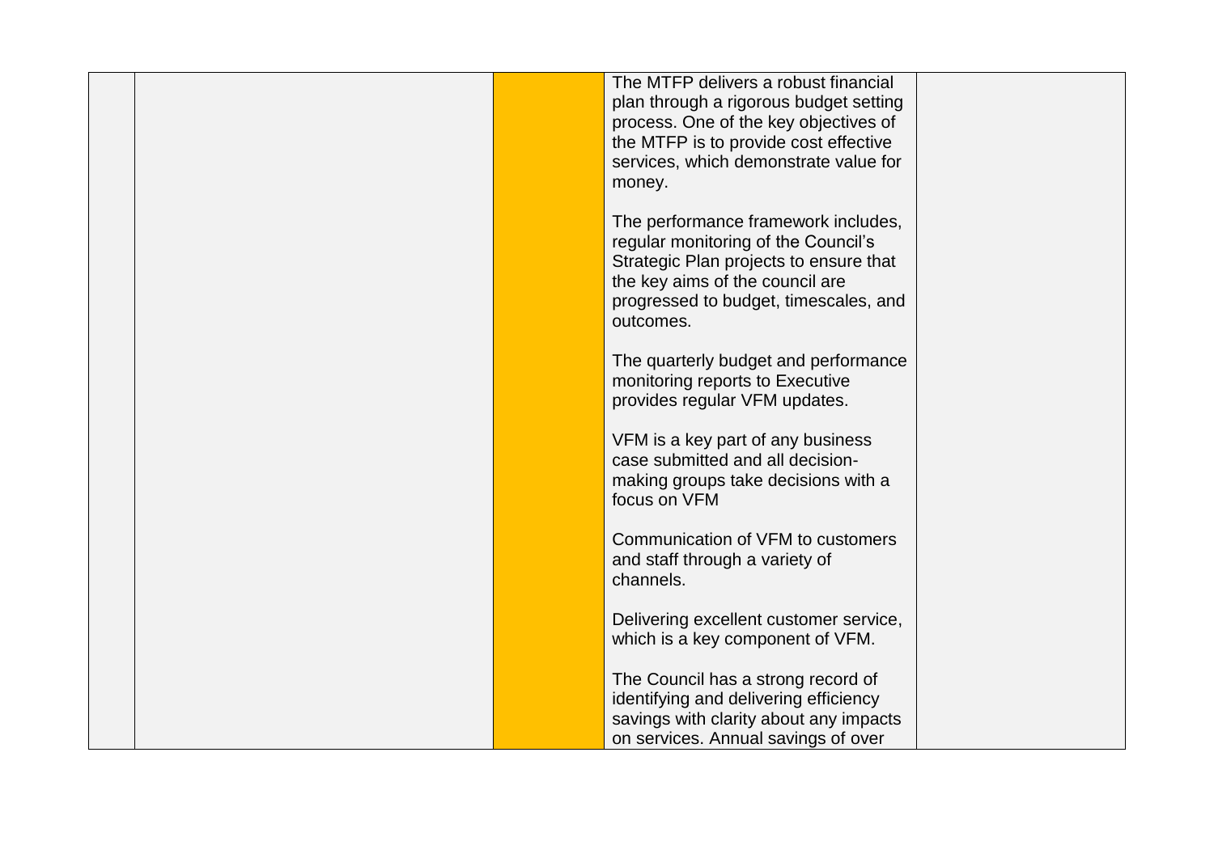| | | | | |
|---|---|---|---|---|
| | | | The MTFP delivers a robust financial plan through a rigorous budget setting process. One of the key objectives of the MTFP is to provide cost effective services, which demonstrate value for money.<br><br>The performance framework includes, regular monitoring of the Council's Strategic Plan projects to ensure that the key aims of the council are progressed to budget, timescales, and outcomes.<br><br>The quarterly budget and performance monitoring reports to Executive provides regular VFM updates.<br><br>VFM is a key part of any business case submitted and all decision-making groups take decisions with a focus on VFM<br><br>Communication of VFM to customers and staff through a variety of channels.<br><br>Delivering excellent customer service, which is a key component of VFM.<br><br>The Council has a strong record of identifying and delivering efficiency savings with clarity about any impacts on services. Annual savings of over | |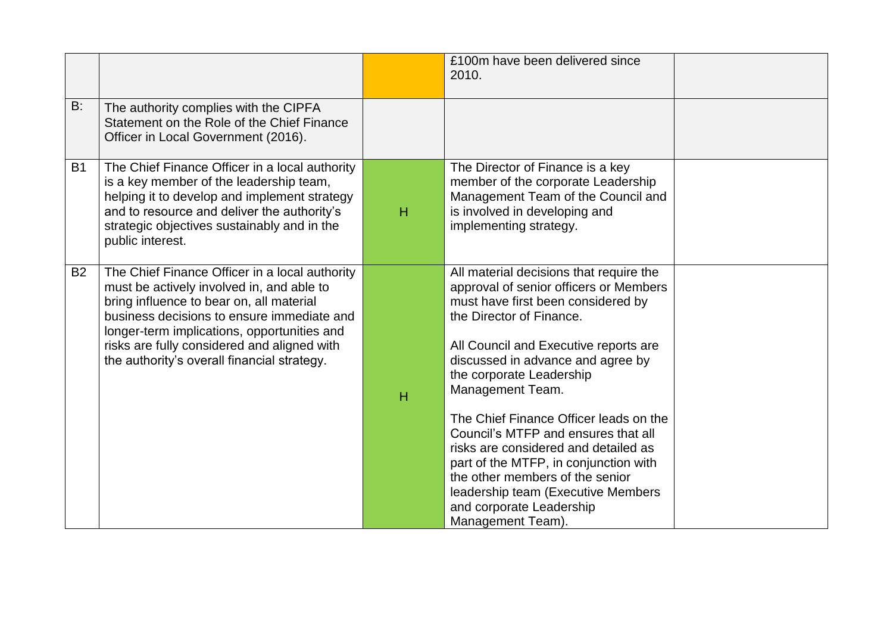|  |  |  |  |  |
|---|---|---|---|---|
|  |  |  | £100m have been delivered since 2010. |  |
| B: | The authority complies with the CIPFA Statement on the Role of the Chief Finance Officer in Local Government (2016). |  |  |  |
| B1 | The Chief Finance Officer in a local authority is a key member of the leadership team, helping it to develop and implement strategy and to resource and deliver the authority's strategic objectives sustainably and in the public interest. | H | The Director of Finance is a key member of the corporate Leadership Management Team of the Council and is involved in developing and implementing strategy. |  |
| B2 | The Chief Finance Officer in a local authority must be actively involved in, and able to bring influence to bear on, all material business decisions to ensure immediate and longer-term implications, opportunities and risks are fully considered and aligned with the authority's overall financial strategy. | H | All material decisions that require the approval of senior officers or Members must have first been considered by the Director of Finance.<br><br>All Council and Executive reports are discussed in advance and agree by the corporate Leadership Management Team.<br><br>The Chief Finance Officer leads on the Council's MTFP and ensures that all risks are considered and detailed as part of the MTFP, in conjunction with the other members of the senior leadership team (Executive Members and corporate Leadership Management Team). |  |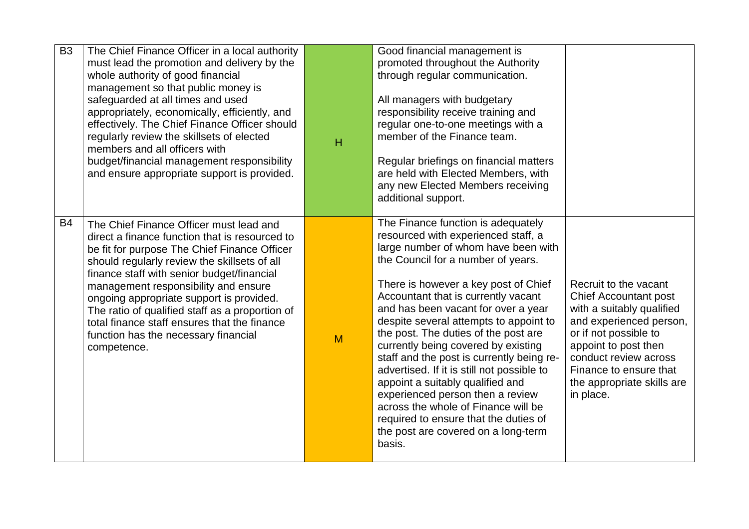| | | | | |
|---|---|---|---|---|
| B3 | The Chief Finance Officer in a local authority must lead the promotion and delivery by the whole authority of good financial management so that public money is safeguarded at all times and used appropriately, economically, efficiently, and effectively. The Chief Finance Officer should regularly review the skillsets of elected members and all officers with budget/financial management responsibility and ensure appropriate support is provided. | H | Good financial management is promoted throughout the Authority through regular communication.<br><br>All managers with budgetary responsibility receive training and regular one-to-one meetings with a member of the Finance team.<br><br>Regular briefings on financial matters are held with Elected Members, with any new Elected Members receiving additional support. | |
| B4 | The Chief Finance Officer must lead and direct a finance function that is resourced to be fit for purpose The Chief Finance Officer should regularly review the skillsets of all finance staff with senior budget/financial management responsibility and ensure ongoing appropriate support is provided. The ratio of qualified staff as a proportion of total finance staff ensures that the finance function has the necessary financial competence. | M | The Finance function is adequately resourced with experienced staff, a large number of whom have been with the Council for a number of years.<br><br>There is however a key post of Chief Accountant that is currently vacant and has been vacant for over a year despite several attempts to appoint to the post. The duties of the post are currently being covered by existing staff and the post is currently being re-advertised. If it is still not possible to appoint a suitably qualified and experienced person then a review across the whole of Finance will be required to ensure that the duties of the post are covered on a long-term basis. | Recruit to the vacant Chief Accountant post with a suitably qualified and experienced person, or if not possible to appoint to post then conduct review across Finance to ensure that the appropriate skills are in place. |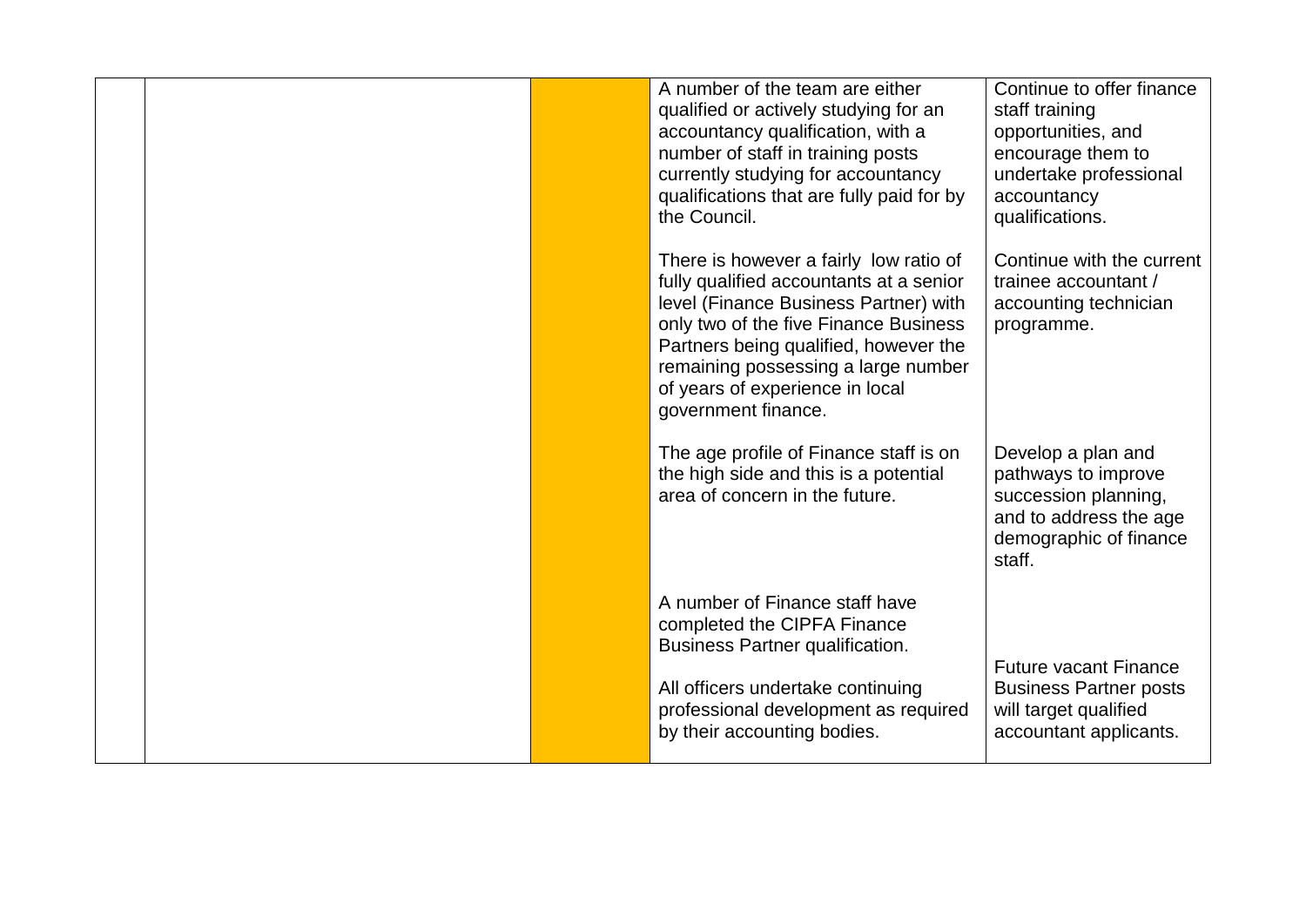| | | | | |
|---|---|---|---|---|
| | | | A number of the team are either qualified or actively studying for an accountancy qualification, with a number of staff in training posts currently studying for accountancy qualifications that are fully paid for by the Council.<br><br>There is however a fairly low ratio of fully qualified accountants at a senior level (Finance Business Partner) with only two of the five Finance Business Partners being qualified, however the remaining possessing a large number of years of experience in local government finance.<br><br>The age profile of Finance staff is on the high side and this is a potential area of concern in the future.<br><br>A number of Finance staff have completed the CIPFA Finance Business Partner qualification.<br><br>All officers undertake continuing professional development as required by their accounting bodies. | Continue to offer finance staff training opportunities, and encourage them to undertake professional accountancy qualifications.<br><br>Continue with the current trainee accountant / accounting technician programme.<br><br>Develop a plan and pathways to improve succession planning, and to address the age demographic of finance staff.<br><br>Future vacant Finance Business Partner posts will target qualified accountant applicants. |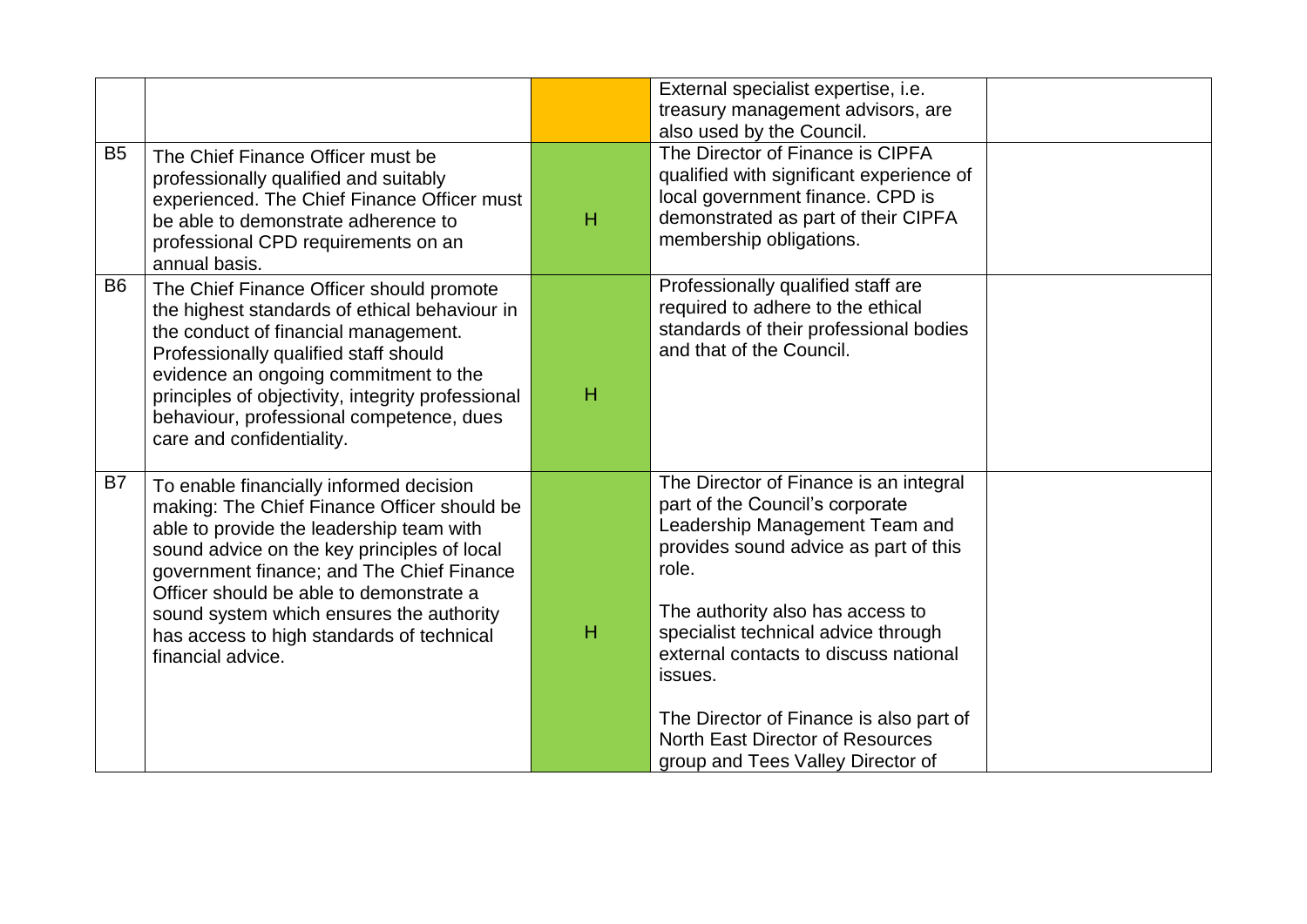| | | | | |
|---|---|---|---|---|
| | | | External specialist expertise, i.e. treasury management advisors, are also used by the Council. | |
| B5 | The Chief Finance Officer must be professionally qualified and suitably experienced. The Chief Finance Officer must be able to demonstrate adherence to professional CPD requirements on an annual basis. | H | The Director of Finance is CIPFA qualified with significant experience of local government finance. CPD is demonstrated as part of their CIPFA membership obligations. | |
| B6 | The Chief Finance Officer should promote the highest standards of ethical behaviour in the conduct of financial management. Professionally qualified staff should evidence an ongoing commitment to the principles of objectivity, integrity professional behaviour, professional competence, dues care and confidentiality. | H | Professionally qualified staff are required to adhere to the ethical standards of their professional bodies and that of the Council. | |
| B7 | To enable financially informed decision making: The Chief Finance Officer should be able to provide the leadership team with sound advice on the key principles of local government finance; and The Chief Finance Officer should be able to demonstrate a sound system which ensures the authority has access to high standards of technical financial advice. | H | The Director of Finance is an integral part of the Council's corporate Leadership Management Team and provides sound advice as part of this role.<br><br>The authority also has access to specialist technical advice through external contacts to discuss national issues.<br><br>The Director of Finance is also part of North East Director of Resources group and Tees Valley Director of | |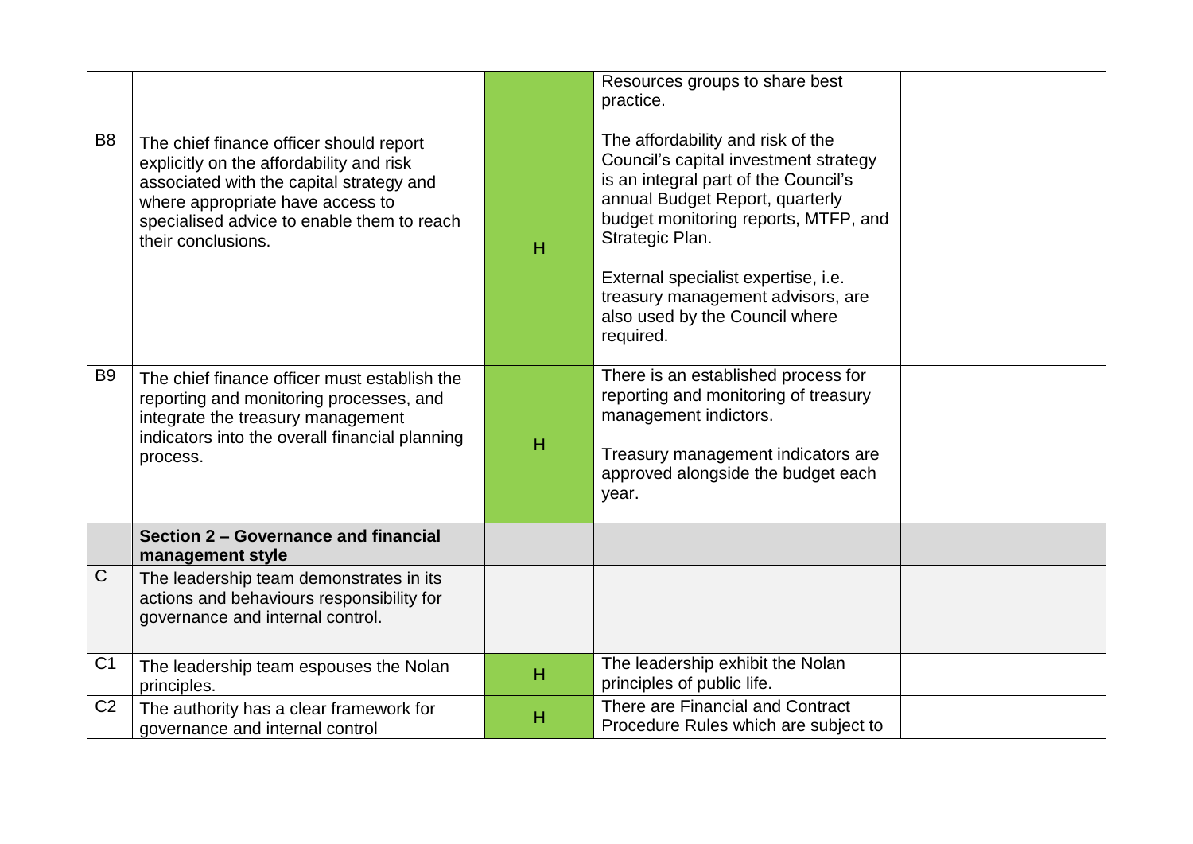| | | | | |
|---|---|---|---|---|
| | | | Resources groups to share best practice. | |
| B8 | The chief finance officer should report explicitly on the affordability and risk associated with the capital strategy and where appropriate have access to specialised advice to enable them to reach their conclusions. | H | The affordability and risk of the Council's capital investment strategy is an integral part of the Council's annual Budget Report, quarterly budget monitoring reports, MTFP, and Strategic Plan.<br><br>External specialist expertise, i.e. treasury management advisors, are also used by the Council where required. | |
| B9 | The chief finance officer must establish the reporting and monitoring processes, and integrate the treasury management indicators into the overall financial planning process. | H | There is an established process for reporting and monitoring of treasury management indictors.<br><br>Treasury management indicators are approved alongside the budget each year. | |
| | **Section 2 – Governance and financial management style** | | | |
| C | The leadership team demonstrates in its actions and behaviours responsibility for governance and internal control. | | | |
| C1 | The leadership team espouses the Nolan principles. | H | The leadership exhibit the Nolan principles of public life. | |
| C2 | The authority has a clear framework for governance and internal control | H | There are Financial and Contract Procedure Rules which are subject to | |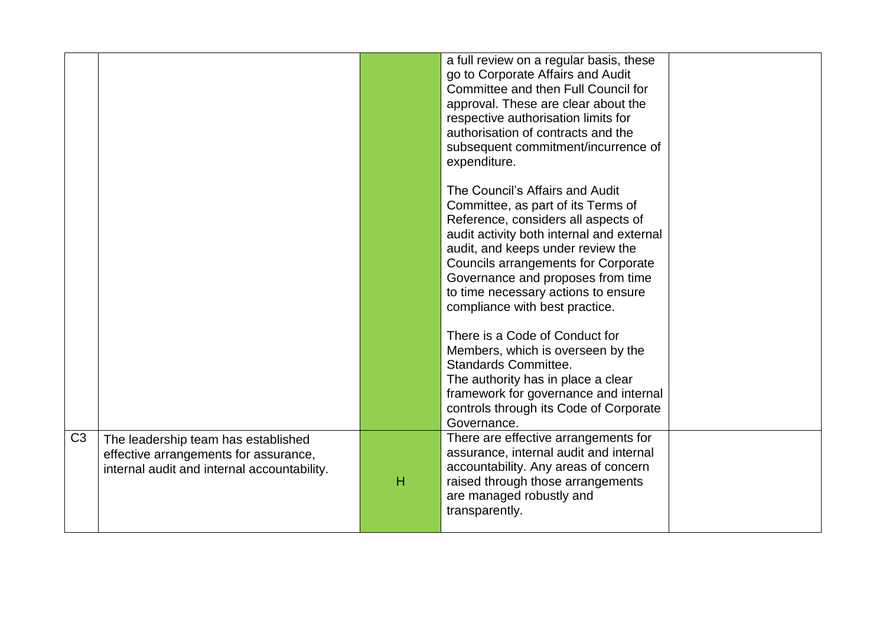| | | | | |
|---|---|---|---|---|
| | | | a full review on a regular basis, these go to Corporate Affairs and Audit Committee and then Full Council for approval. These are clear about the respective authorisation limits for authorisation of contracts and the subsequent commitment/incurrence of expenditure.<br><br>The Council's Affairs and Audit Committee, as part of its Terms of Reference, considers all aspects of audit activity both internal and external audit, and keeps under review the Councils arrangements for Corporate Governance and proposes from time to time necessary actions to ensure compliance with best practice.<br><br>There is a Code of Conduct for Members, which is overseen by the Standards Committee.<br>The authority has in place a clear framework for governance and internal controls through its Code of Corporate Governance. | |
| C3 | The leadership team has established effective arrangements for assurance, internal audit and internal accountability. | H | There are effective arrangements for assurance, internal audit and internal accountability. Any areas of concern raised through those arrangements are managed robustly and transparently. | |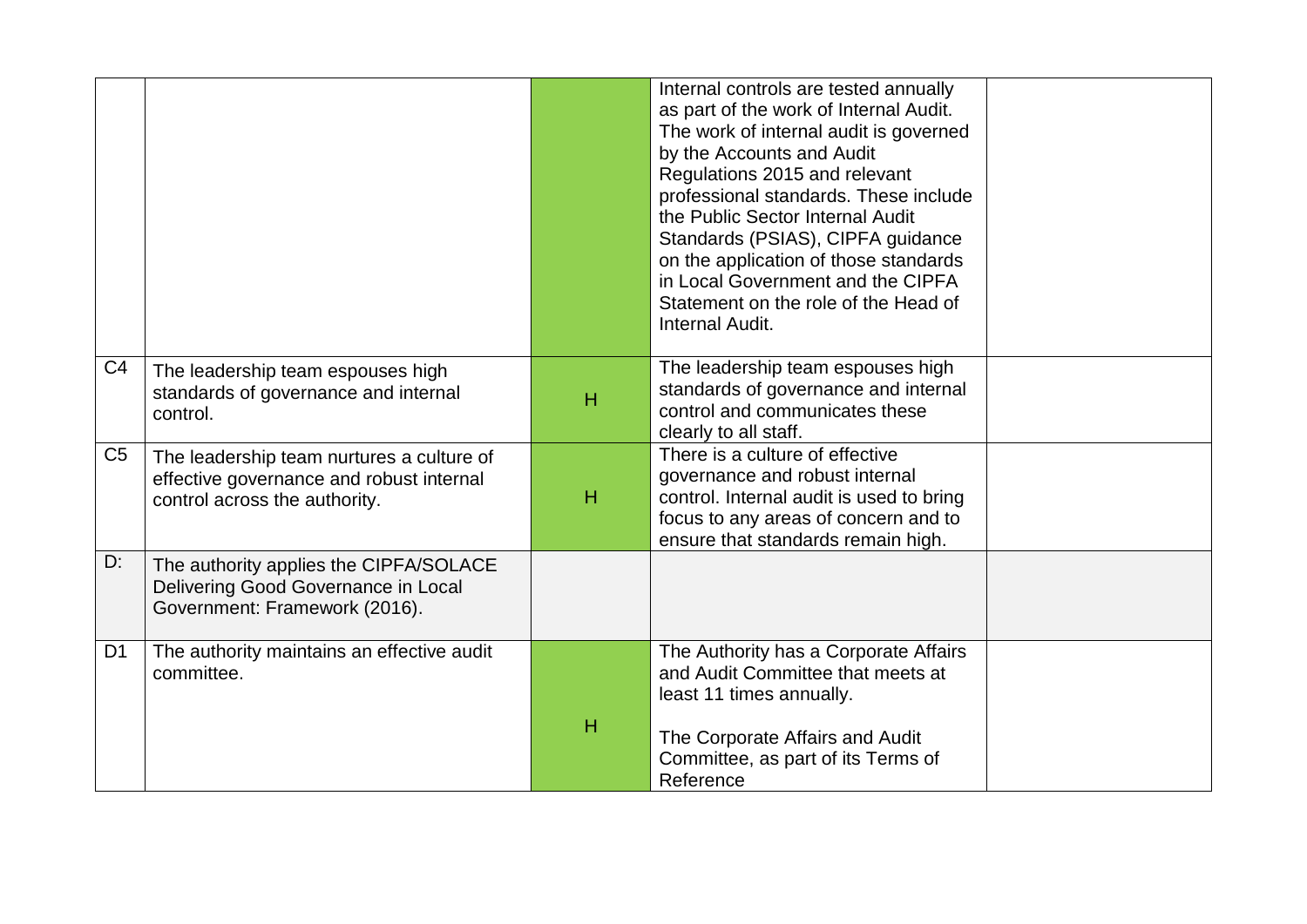| | | | | |
|---|---|---|---|---|
| | | | Internal controls are tested annually as part of the work of Internal Audit. The work of internal audit is governed by the Accounts and Audit Regulations 2015 and relevant professional standards. These include the Public Sector Internal Audit Standards (PSIAS), CIPFA guidance on the application of those standards in Local Government and the CIPFA Statement on the role of the Head of Internal Audit. | |
| C4 | The leadership team espouses high standards of governance and internal control. | H | The leadership team espouses high standards of governance and internal control and communicates these clearly to all staff. | |
| C5 | The leadership team nurtures a culture of effective governance and robust internal control across the authority. | H | There is a culture of effective governance and robust internal control. Internal audit is used to bring focus to any areas of concern and to ensure that standards remain high. | |
| D: | The authority applies the CIPFA/SOLACE Delivering Good Governance in Local Government: Framework (2016). | | | |
| D1 | The authority maintains an effective audit committee. | H | The Authority has a Corporate Affairs and Audit Committee that meets at least 11 times annually.<br><br>The Corporate Affairs and Audit Committee, as part of its Terms of Reference | |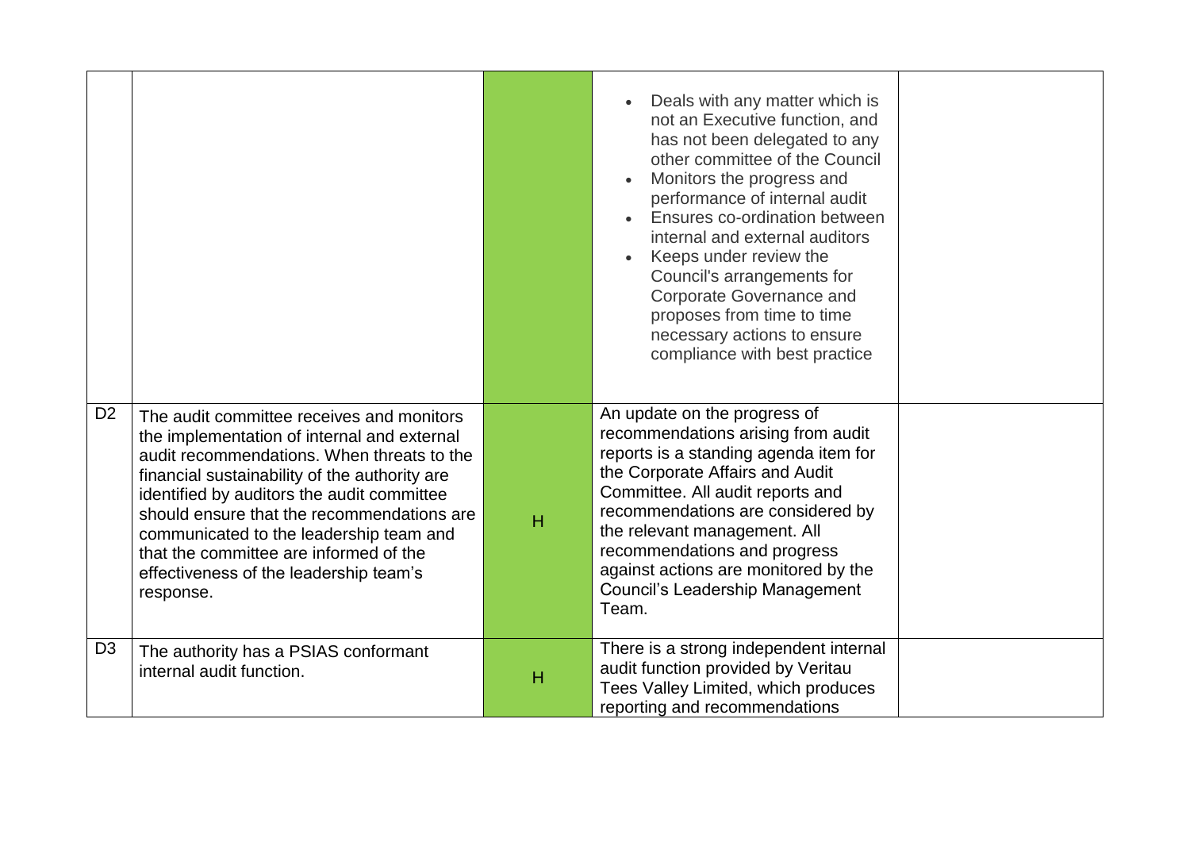| | | | | |
|---|---|---|---|---|
| | | | • Deals with any matter which is not an Executive function, and has not been delegated to any other committee of the Council<br>• Monitors the progress and performance of internal audit<br>• Ensures co-ordination between internal and external auditors<br>• Keeps under review the Council's arrangements for Corporate Governance and proposes from time to time necessary actions to ensure compliance with best practice | |
| D2 | The audit committee receives and monitors the implementation of internal and external audit recommendations. When threats to the financial sustainability of the authority are identified by auditors the audit committee should ensure that the recommendations are communicated to the leadership team and that the committee are informed of the effectiveness of the leadership team's response. | H | An update on the progress of recommendations arising from audit reports is a standing agenda item for the Corporate Affairs and Audit Committee. All audit reports and recommendations are considered by the relevant management. All recommendations and progress against actions are monitored by the Council's Leadership Management Team. | |
| D3 | The authority has a PSIAS conformant internal audit function. | H | There is a strong independent internal audit function provided by Veritau Tees Valley Limited, which produces reporting and recommendations | |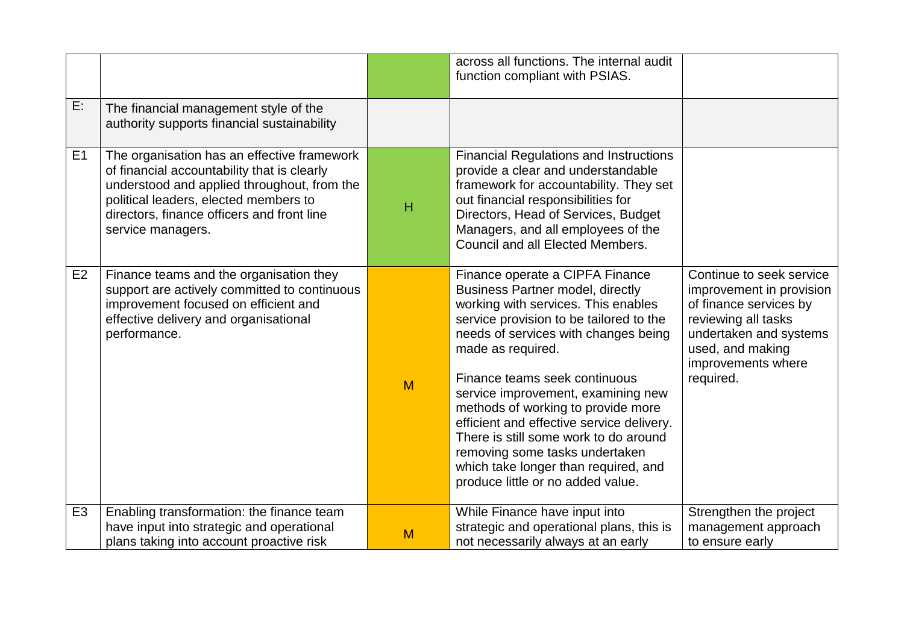| | | | | |
|---|---|---|---|---|
| | | | across all functions. The internal audit function compliant with PSIAS. | |
| E: | The financial management style of the authority supports financial sustainability | | | |
| E1 | The organisation has an effective framework of financial accountability that is clearly understood and applied throughout, from the political leaders, elected members to directors, finance officers and front line service managers. | H | Financial Regulations and Instructions provide a clear and understandable framework for accountability. They set out financial responsibilities for Directors, Head of Services, Budget Managers, and all employees of the Council and all Elected Members. | |
| E2 | Finance teams and the organisation they support are actively committed to continuous improvement focused on efficient and effective delivery and organisational performance. | M | Finance operate a CIPFA Finance Business Partner model, directly working with services. This enables service provision to be tailored to the needs of services with changes being made as required.<br><br>Finance teams seek continuous service improvement, examining new methods of working to provide more efficient and effective service delivery. There is still some work to do around removing some tasks undertaken which take longer than required, and produce little or no added value. | Continue to seek service improvement in provision of finance services by reviewing all tasks undertaken and systems used, and making improvements where required. |
| E3 | Enabling transformation: the finance team have input into strategic and operational plans taking into account proactive risk | M | While Finance have input into strategic and operational plans, this is not necessarily always at an early | Strengthen the project management approach to ensure early |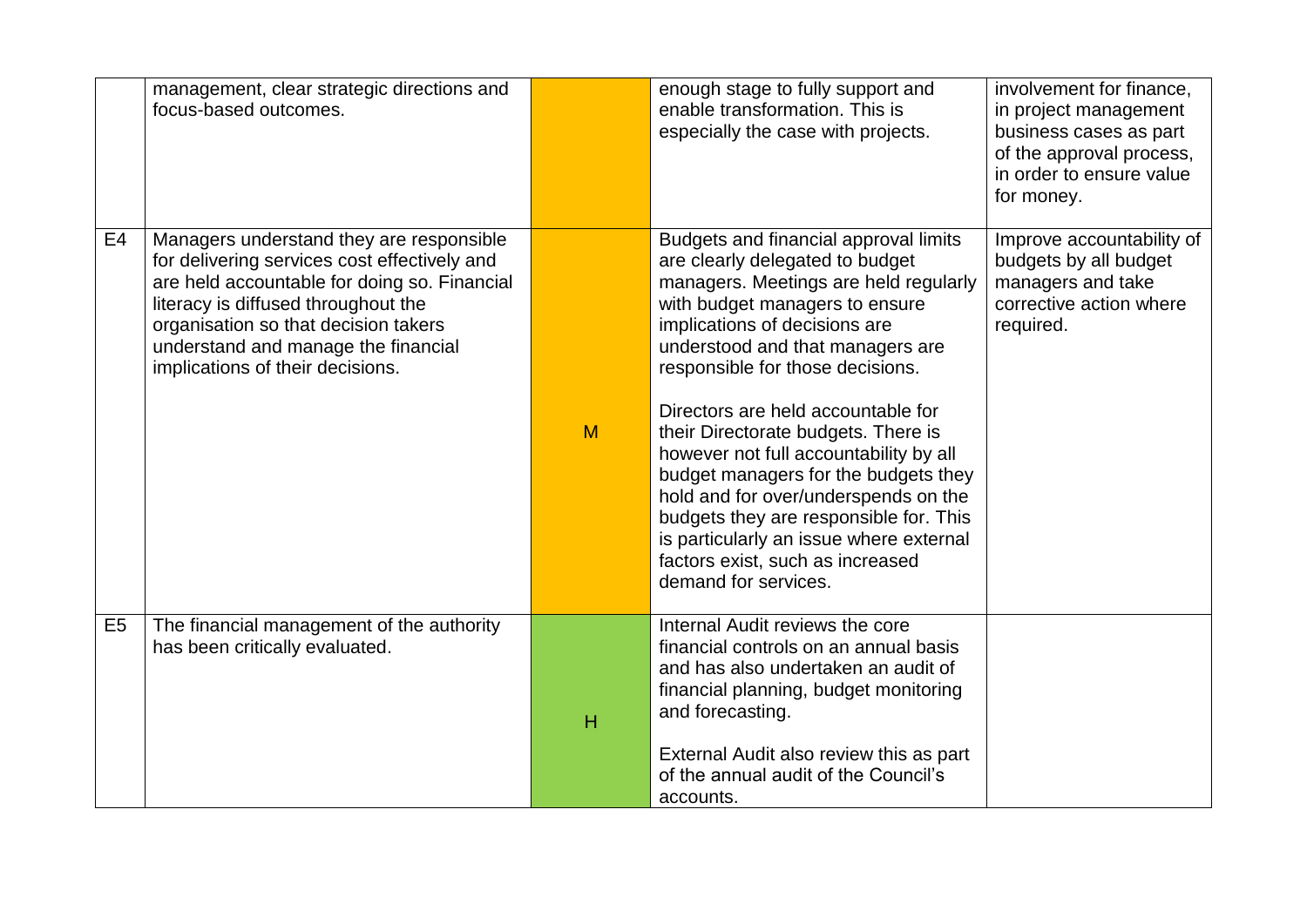| | | | | |
|---|---|---|---|---|
| | management, clear strategic directions and focus-based outcomes. | | enough stage to fully support and enable transformation. This is especially the case with projects. | involvement for finance, in project management business cases as part of the approval process, in order to ensure value for money. |
| E4 | Managers understand they are responsible for delivering services cost effectively and are held accountable for doing so. Financial literacy is diffused throughout the organisation so that decision takers understand and manage the financial implications of their decisions. | M | Budgets and financial approval limits are clearly delegated to budget managers. Meetings are held regularly with budget managers to ensure implications of decisions are understood and that managers are responsible for those decisions.<br><br>Directors are held accountable for their Directorate budgets. There is however not full accountability by all budget managers for the budgets they hold and for over/underspends on the budgets they are responsible for. This is particularly an issue where external factors exist, such as increased demand for services. | Improve accountability of budgets by all budget managers and take corrective action where required. |
| E5 | The financial management of the authority has been critically evaluated. | H | Internal Audit reviews the core financial controls on an annual basis and has also undertaken an audit of financial planning, budget monitoring and forecasting.<br><br>External Audit also review this as part of the annual audit of the Council's accounts. | |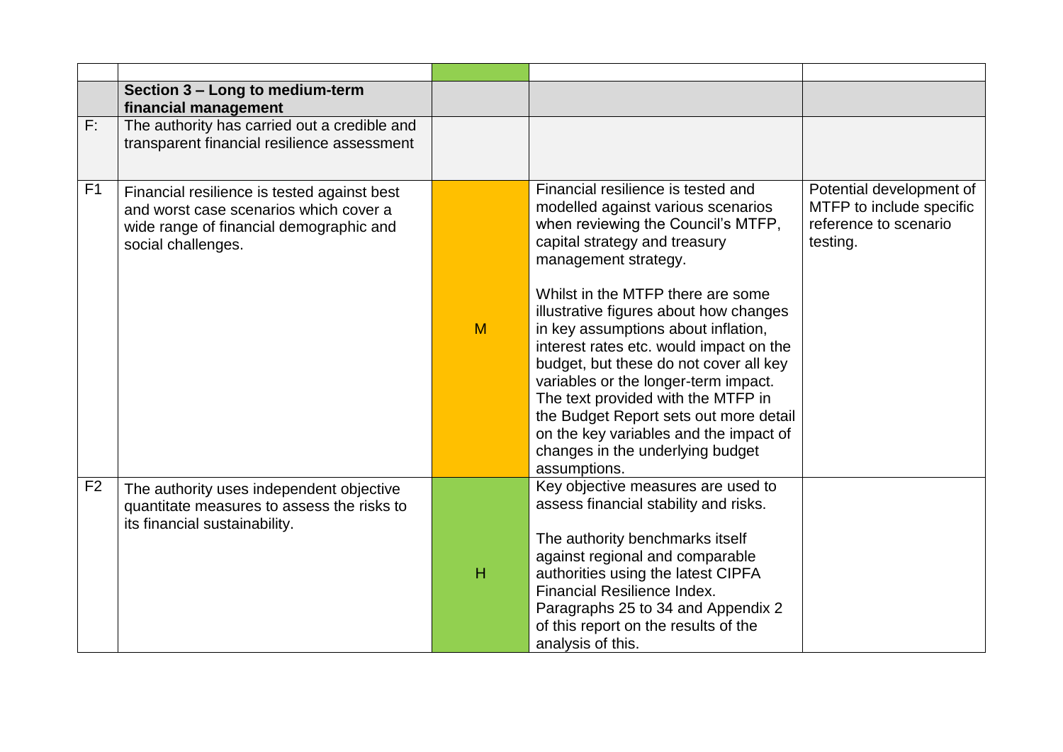| | | | | |
|---|---|---|---|---|
| | **Section 3 – Long to medium-term financial management** | | | |
| F: | The authority has carried out a credible and transparent financial resilience assessment | | | |
| F1 | Financial resilience is tested against best and worst case scenarios which cover a wide range of financial demographic and social challenges. | M | Financial resilience is tested and modelled against various scenarios when reviewing the Council's MTFP, capital strategy and treasury management strategy.<br><br>Whilst in the MTFP there are some illustrative figures about how changes in key assumptions about inflation, interest rates etc. would impact on the budget, but these do not cover all key variables or the longer-term impact. The text provided with the MTFP in the Budget Report sets out more detail on the key variables and the impact of changes in the underlying budget assumptions. | Potential development of MTFP to include specific reference to scenario testing. |
| F2 | The authority uses independent objective quantitate measures to assess the risks to its financial sustainability. | H | Key objective measures are used to assess financial stability and risks.<br><br>The authority benchmarks itself against regional and comparable authorities using the latest CIPFA Financial Resilience Index. Paragraphs 25 to 34 and Appendix 2 of this report on the results of the analysis of this. | |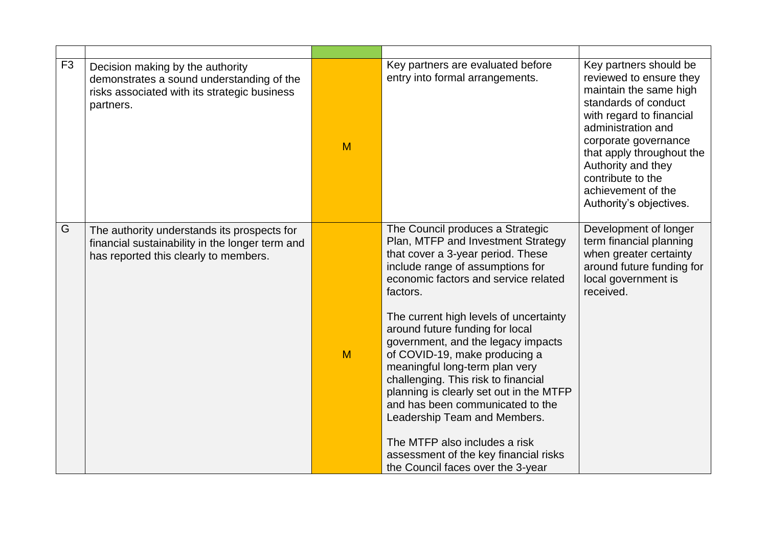| | | | | |
|---|---|---|---|---|
| F3 | Decision making by the authority demonstrates a sound understanding of the risks associated with its strategic business partners. | M | Key partners are evaluated before entry into formal arrangements. | Key partners should be reviewed to ensure they maintain the same high standards of conduct with regard to financial administration and corporate governance that apply throughout the Authority and they contribute to the achievement of the Authority's objectives. |
| G | The authority understands its prospects for financial sustainability in the longer term and has reported this clearly to members. | M | The Council produces a Strategic Plan, MTFP and Investment Strategy that cover a 3-year period. These include range of assumptions for economic factors and service related factors.<br><br>The current high levels of uncertainty around future funding for local government, and the legacy impacts of COVID-19, make producing a meaningful long-term plan very challenging. This risk to financial planning is clearly set out in the MTFP and has been communicated to the Leadership Team and Members.<br><br>The MTFP also includes a risk assessment of the key financial risks the Council faces over the 3-year | Development of longer term financial planning when greater certainty around future funding for local government is received. |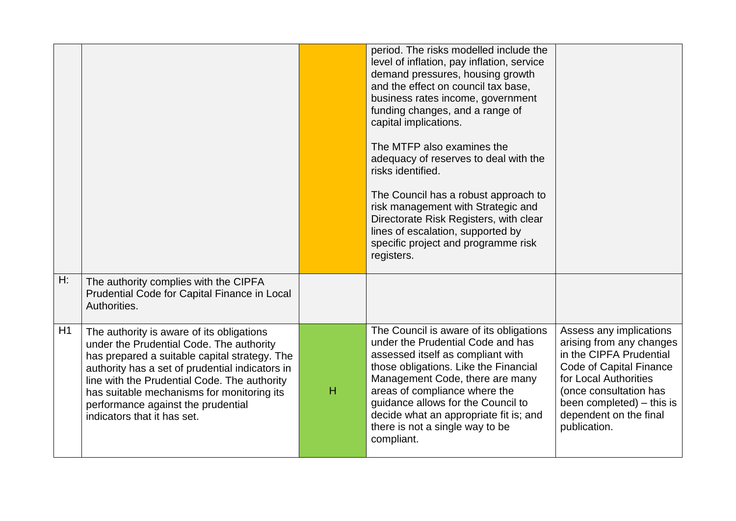| | | | | |
|---|---|---|---|---|
| | | | period. The risks modelled include the level of inflation, pay inflation, service demand pressures, housing growth and the effect on council tax base, business rates income, government funding changes, and a range of capital implications.<br><br>The MTFP also examines the adequacy of reserves to deal with the risks identified.<br><br>The Council has a robust approach to risk management with Strategic and Directorate Risk Registers, with clear lines of escalation, supported by specific project and programme risk registers. | |
| H: | The authority complies with the CIPFA Prudential Code for Capital Finance in Local Authorities. | | | |
| H1 | The authority is aware of its obligations under the Prudential Code. The authority has prepared a suitable capital strategy. The authority has a set of prudential indicators in line with the Prudential Code. The authority has suitable mechanisms for monitoring its performance against the prudential indicators that it has set. | H | The Council is aware of its obligations under the Prudential Code and has assessed itself as compliant with those obligations. Like the Financial Management Code, there are many areas of compliance where the guidance allows for the Council to decide what an appropriate fit is; and there is not a single way to be compliant. | Assess any implications arising from any changes in the CIPFA Prudential Code of Capital Finance for Local Authorities (once consultation has been completed) – this is dependent on the final publication. |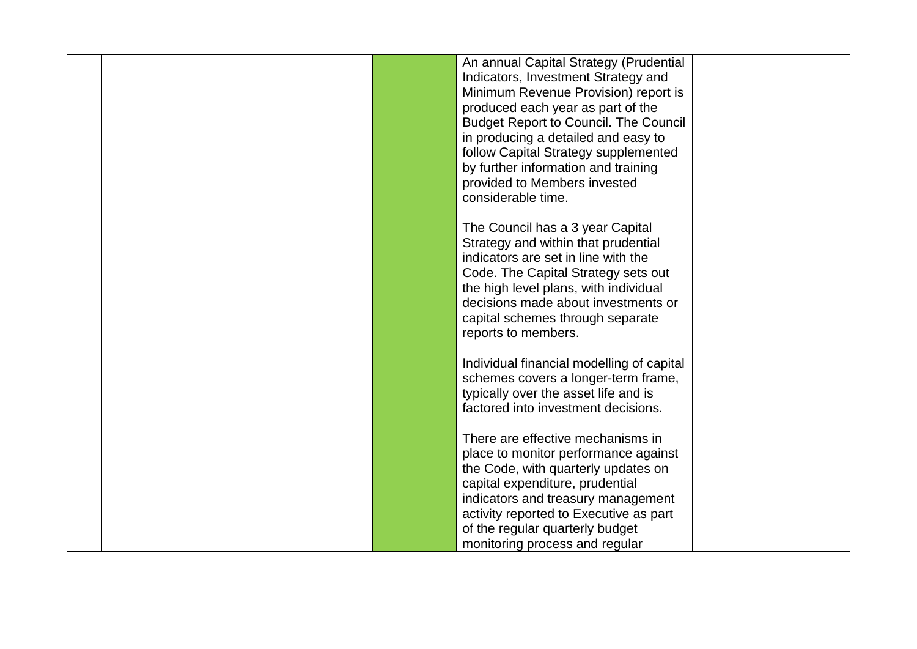|  |  |  | An annual Capital Strategy (Prudential Indicators, Investment Strategy and Minimum Revenue Provision) report is produced each year as part of the Budget Report to Council. The Council in producing a detailed and easy to follow Capital Strategy supplemented by further information and training provided to Members invested considerable time.<br><br>The Council has a 3 year Capital Strategy and within that prudential indicators are set in line with the Code. The Capital Strategy sets out the high level plans, with individual decisions made about investments or capital schemes through separate reports to members.<br><br>Individual financial modelling of capital schemes covers a longer-term frame, typically over the asset life and is factored into investment decisions.<br><br>There are effective mechanisms in place to monitor performance against the Code, with quarterly updates on capital expenditure, prudential indicators and treasury management activity reported to Executive as part of the regular quarterly budget monitoring process and regular |  |
|---|---|---|---|---|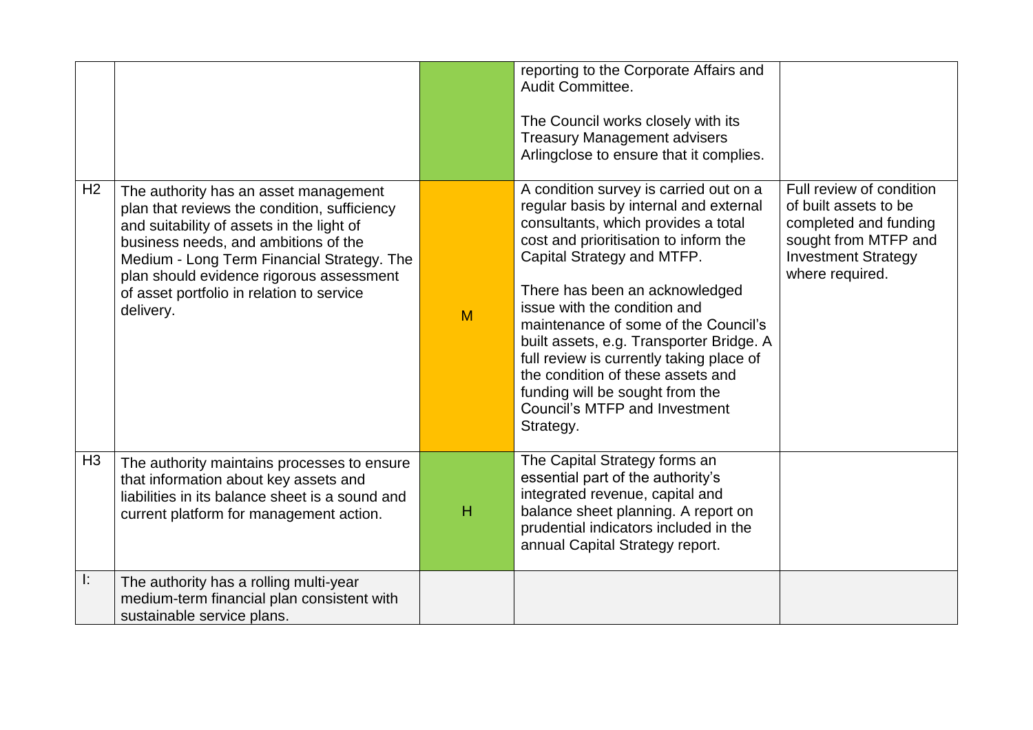| | | | | |
|---|---|---|---|---|
| | | | reporting to the Corporate Affairs and Audit Committee.<br><br>The Council works closely with its Treasury Management advisers Arlingclose to ensure that it complies. | |
| H2 | The authority has an asset management plan that reviews the condition, sufficiency and suitability of assets in the light of business needs, and ambitions of the Medium - Long Term Financial Strategy. The plan should evidence rigorous assessment of asset portfolio in relation to service delivery. | M | A condition survey is carried out on a regular basis by internal and external consultants, which provides a total cost and prioritisation to inform the Capital Strategy and MTFP.<br><br>There has been an acknowledged issue with the condition and maintenance of some of the Council's built assets, e.g. Transporter Bridge. A full review is currently taking place of the condition of these assets and funding will be sought from the Council's MTFP and Investment Strategy. | Full review of condition of built assets to be completed and funding sought from MTFP and Investment Strategy where required. |
| H3 | The authority maintains processes to ensure that information about key assets and liabilities in its balance sheet is a sound and current platform for management action. | H | The Capital Strategy forms an essential part of the authority's integrated revenue, capital and balance sheet planning. A report on prudential indicators included in the annual Capital Strategy report. | |
| I: | The authority has a rolling multi-year medium-term financial plan consistent with sustainable service plans. | | | |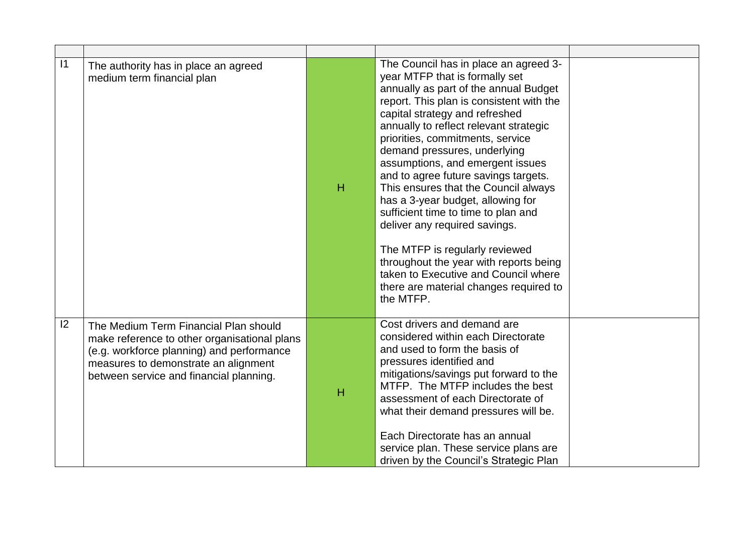| | | | | |
|---|---|---|---|---|
| I1 | The authority has in place an agreed medium term financial plan | H | The Council has in place an agreed 3-year MTFP that is formally set annually as part of the annual Budget report. This plan is consistent with the capital strategy and refreshed annually to reflect relevant strategic priorities, commitments, service demand pressures, underlying assumptions, and emergent issues and to agree future savings targets. This ensures that the Council always has a 3-year budget, allowing for sufficient time to time to plan and deliver any required savings.<br><br>The MTFP is regularly reviewed throughout the year with reports being taken to Executive and Council where there are material changes required to the MTFP. | |
| I2 | The Medium Term Financial Plan should make reference to other organisational plans (e.g. workforce planning) and performance measures to demonstrate an alignment between service and financial planning. | H | Cost drivers and demand are considered within each Directorate and used to form the basis of pressures identified and mitigations/savings put forward to the MTFP. The MTFP includes the best assessment of each Directorate of what their demand pressures will be.<br><br>Each Directorate has an annual service plan. These service plans are driven by the Council's Strategic Plan | |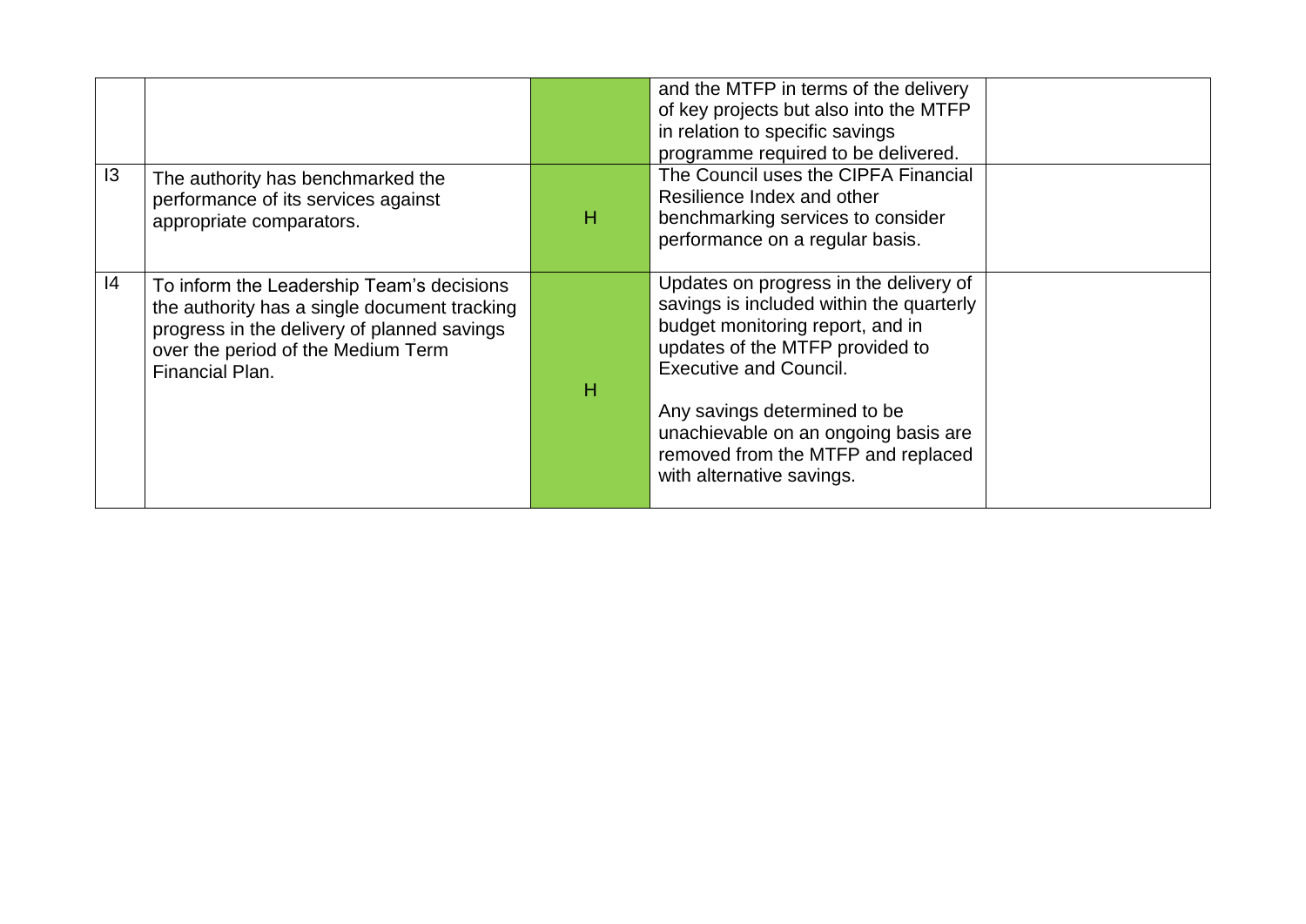| | | | | |
|---|---|---|---|---|
| | | | and the MTFP in terms of the delivery of key projects but also into the MTFP in relation to specific savings programme required to be delivered. | |
| I3 | The authority has benchmarked the performance of its services against appropriate comparators. | H | The Council uses the CIPFA Financial Resilience Index and other benchmarking services to consider performance on a regular basis. | |
| I4 | To inform the Leadership Team's decisions the authority has a single document tracking progress in the delivery of planned savings over the period of the Medium Term Financial Plan. | H | Updates on progress in the delivery of savings is included within the quarterly budget monitoring report, and in updates of the MTFP provided to Executive and Council.<br><br>Any savings determined to be unachievable on an ongoing basis are removed from the MTFP and replaced with alternative savings. | |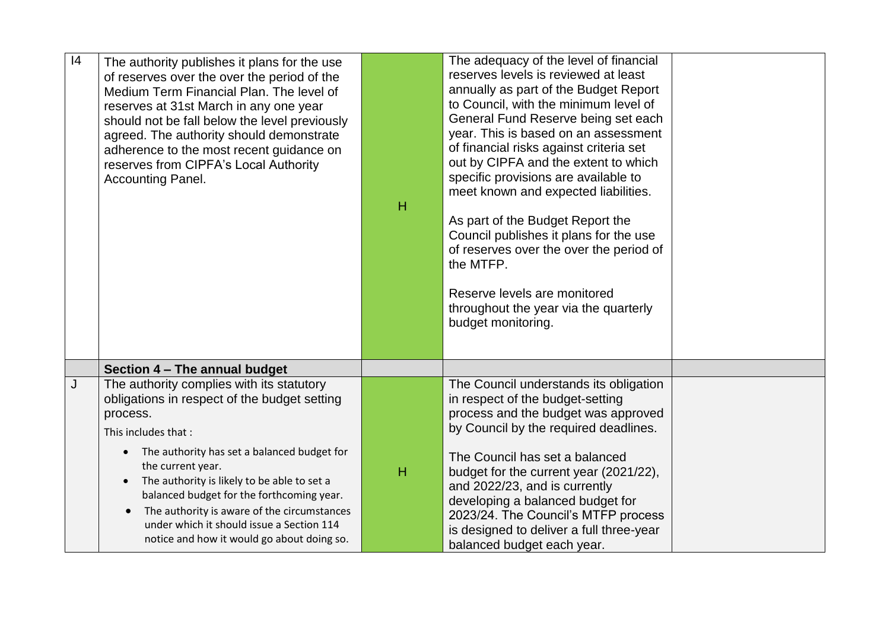| | | | | |
|---|---|---|---|---|
| I4 | The authority publishes it plans for the use of reserves over the over the period of the Medium Term Financial Plan. The level of reserves at 31st March in any one year should not be fall below the level previously agreed. The authority should demonstrate adherence to the most recent guidance on reserves from CIPFA's Local Authority Accounting Panel. | H | The adequacy of the level of financial reserves levels is reviewed at least annually as part of the Budget Report to Council, with the minimum level of General Fund Reserve being set each year. This is based on an assessment of financial risks against criteria set out by CIPFA and the extent to which specific provisions are available to meet known and expected liabilities.<br><br>As part of the Budget Report the Council publishes it plans for the use of reserves over the over the period of the MTFP.<br><br>Reserve levels are monitored throughout the year via the quarterly budget monitoring. | |
| | **Section 4 – The annual budget** | | | |
| J | The authority complies with its statutory obligations in respect of the budget setting process.<br><br>This includes that :<br><br>• The authority has set a balanced budget for the current year.<br>• The authority is likely to be able to set a balanced budget for the forthcoming year.<br>• The authority is aware of the circumstances under which it should issue a Section 114 notice and how it would go about doing so. | H | The Council understands its obligation in respect of the budget-setting process and the budget was approved by Council by the required deadlines.<br><br>The Council has set a balanced budget for the current year (2021/22), and 2022/23, and is currently developing a balanced budget for 2023/24. The Council's MTFP process is designed to deliver a full three-year balanced budget each year. | |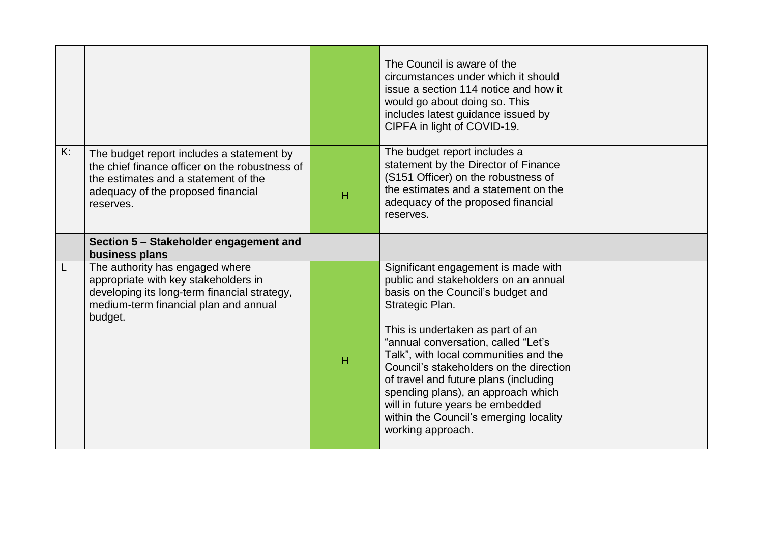| | | | | |
|---|---|---|---|---|
| | | | The Council is aware of the circumstances under which it should issue a section 114 notice and how it would go about doing so. This includes latest guidance issued by CIPFA in light of COVID-19. | |
| K: | The budget report includes a statement by the chief finance officer on the robustness of the estimates and a statement of the adequacy of the proposed financial reserves. | H | The budget report includes a statement by the Director of Finance (S151 Officer) on the robustness of the estimates and a statement on the adequacy of the proposed financial reserves. | |
| | **Section 5 – Stakeholder engagement and business plans** | | | |
| L | The authority has engaged where appropriate with key stakeholders in developing its long-term financial strategy, medium-term financial plan and annual budget. | H | Significant engagement is made with public and stakeholders on an annual basis on the Council's budget and Strategic Plan.<br><br>This is undertaken as part of an "annual conversation, called "Let's Talk", with local communities and the Council's stakeholders on the direction of travel and future plans (including spending plans), an approach which will in future years be embedded within the Council's emerging locality working approach. | |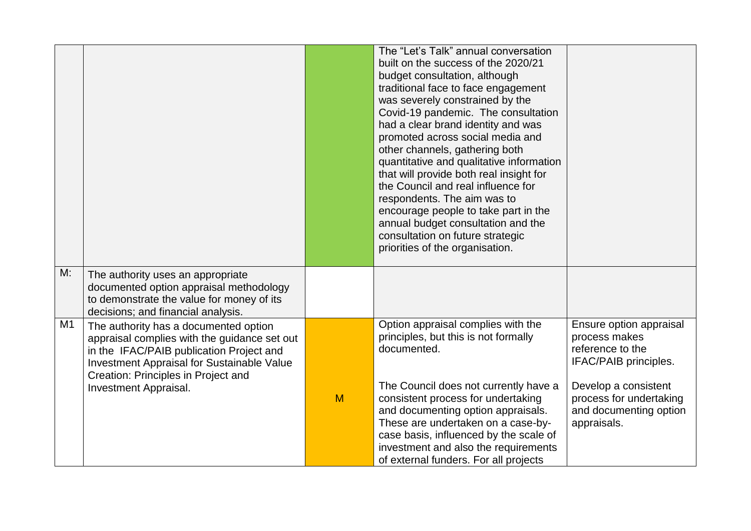| | | | | |
|---|---|---|---|---|
| | | | The "Let's Talk" annual conversation built on the success of the 2020/21 budget consultation, although traditional face to face engagement was severely constrained by the Covid-19 pandemic. The consultation had a clear brand identity and was promoted across social media and other channels, gathering both quantitative and qualitative information that will provide both real insight for the Council and real influence for respondents. The aim was to encourage people to take part in the annual budget consultation and the consultation on future strategic priorities of the organisation. | |
| M: | The authority uses an appropriate documented option appraisal methodology to demonstrate the value for money of its decisions; and financial analysis. | | | |
| M1 | The authority has a documented option appraisal complies with the guidance set out in the IFAC/PAIB publication Project and Investment Appraisal for Sustainable Value Creation: Principles in Project and Investment Appraisal. | M | Option appraisal complies with the principles, but this is not formally documented.<br><br>The Council does not currently have a consistent process for undertaking and documenting option appraisals. These are undertaken on a case-by-case basis, influenced by the scale of investment and also the requirements of external funders. For all projects | Ensure option appraisal process makes reference to the IFAC/PAIB principles.<br><br>Develop a consistent process for undertaking and documenting option appraisals. |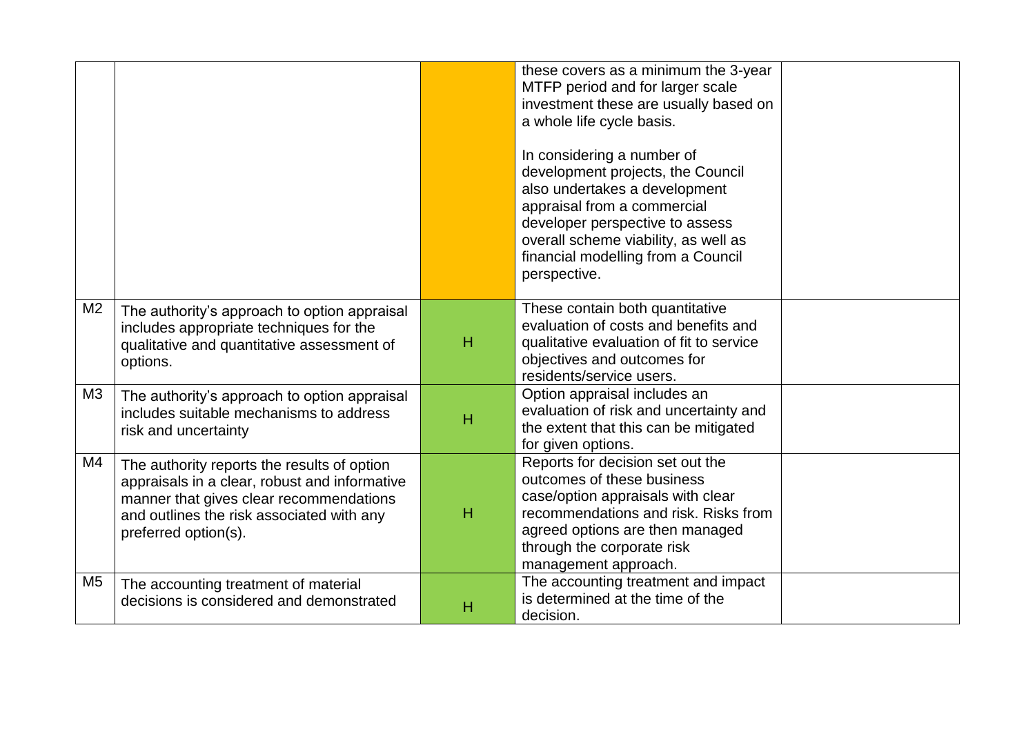| | | | | |
|---|---|---|---|---|
| | | | these covers as a minimum the 3-year MTFP period and for larger scale investment these are usually based on a whole life cycle basis.<br><br>In considering a number of development projects, the Council also undertakes a development appraisal from a commercial developer perspective to assess overall scheme viability, as well as financial modelling from a Council perspective. | |
| M2 | The authority's approach to option appraisal includes appropriate techniques for the qualitative and quantitative assessment of options. | H | These contain both quantitative evaluation of costs and benefits and qualitative evaluation of fit to service objectives and outcomes for residents/service users. | |
| M3 | The authority's approach to option appraisal includes suitable mechanisms to address risk and uncertainty | H | Option appraisal includes an evaluation of risk and uncertainty and the extent that this can be mitigated for given options. | |
| M4 | The authority reports the results of option appraisals in a clear, robust and informative manner that gives clear recommendations and outlines the risk associated with any preferred option(s). | H | Reports for decision set out the outcomes of these business case/option appraisals with clear recommendations and risk. Risks from agreed options are then managed through the corporate risk management approach. | |
| M5 | The accounting treatment of material decisions is considered and demonstrated | H | The accounting treatment and impact is determined at the time of the decision. | |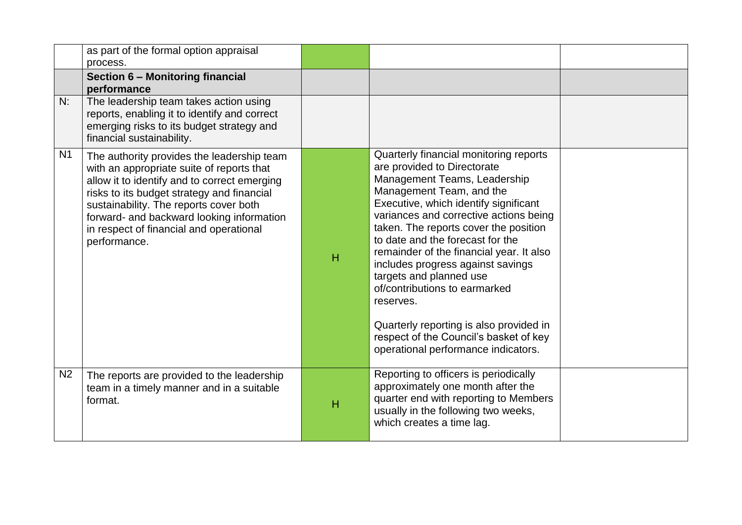| | | | | |
|---|---|---|---|---|
| | as part of the formal option appraisal process. | | | |
| | **Section 6 – Monitoring financial performance** | | | |
| N: | The leadership team takes action using reports, enabling it to identify and correct emerging risks to its budget strategy and financial sustainability. | | | |
| N1 | The authority provides the leadership team with an appropriate suite of reports that allow it to identify and to correct emerging risks to its budget strategy and financial sustainability. The reports cover both forward- and backward looking information in respect of financial and operational performance. | H | Quarterly financial monitoring reports are provided to Directorate Management Teams, Leadership Management Team, and the Executive, which identify significant variances and corrective actions being taken. The reports cover the position to date and the forecast for the remainder of the financial year. It also includes progress against savings targets and planned use of/contributions to earmarked reserves.<br><br>Quarterly reporting is also provided in respect of the Council's basket of key operational performance indicators. | |
| N2 | The reports are provided to the leadership team in a timely manner and in a suitable format. | H | Reporting to officers is periodically approximately one month after the quarter end with reporting to Members usually in the following two weeks, which creates a time lag. | |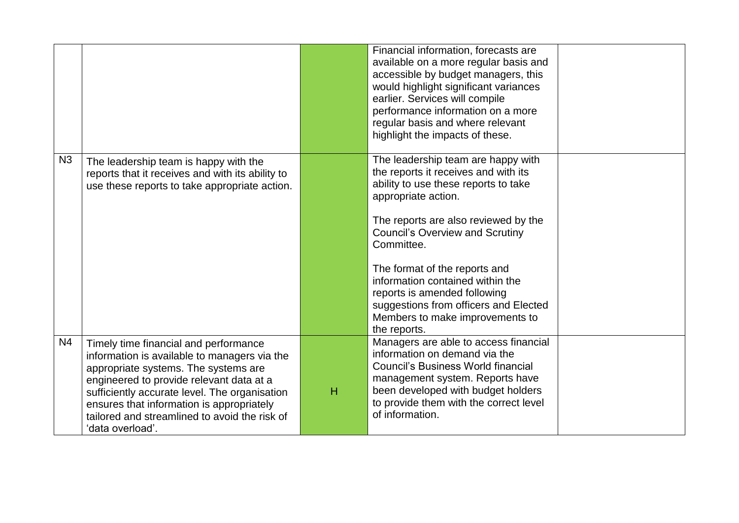| | | | | |
|---|---|---|---|---|
| | | | Financial information, forecasts are available on a more regular basis and accessible by budget managers, this would highlight significant variances earlier. Services will compile performance information on a more regular basis and where relevant highlight the impacts of these. | |
| N3 | The leadership team is happy with the reports that it receives and with its ability to use these reports to take appropriate action. | | The leadership team are happy with the reports it receives and with its ability to use these reports to take appropriate action.<br><br>The reports are also reviewed by the Council's Overview and Scrutiny Committee.<br><br>The format of the reports and information contained within the reports is amended following suggestions from officers and Elected Members to make improvements to the reports. | |
| N4 | Timely time financial and performance information is available to managers via the appropriate systems. The systems are engineered to provide relevant data at a sufficiently accurate level. The organisation ensures that information is appropriately tailored and streamlined to avoid the risk of 'data overload'. | H | Managers are able to access financial information on demand via the Council's Business World financial management system. Reports have been developed with budget holders to provide them with the correct level of information. | |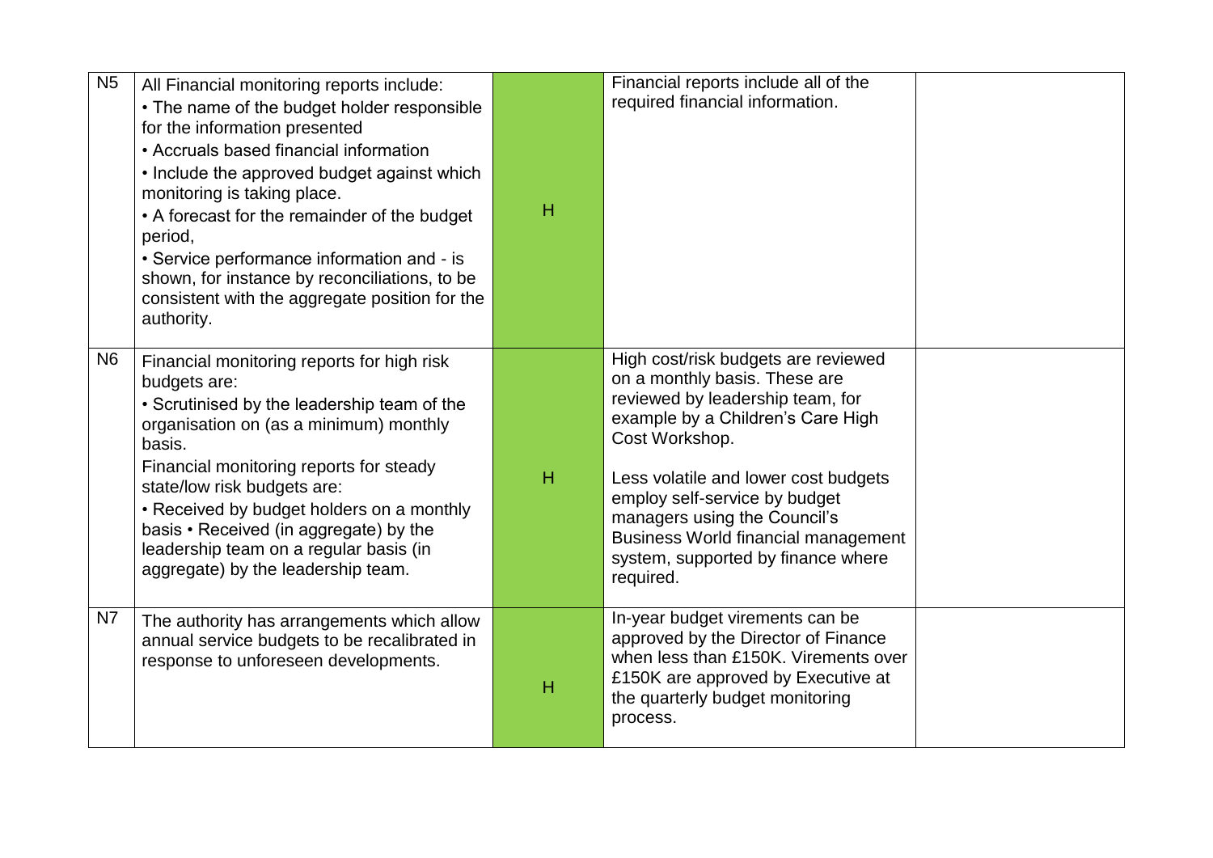| N5 | All Financial monitoring reports include:<br>• The name of the budget holder responsible for the information presented<br>• Accruals based financial information<br>• Include the approved budget against which monitoring is taking place.<br>• A forecast for the remainder of the budget period,<br>• Service performance information and - is shown, for instance by reconciliations, to be consistent with the aggregate position for the authority. | H | Financial reports include all of the required financial information. | |
|---|---|---|---|---|
| N6 | Financial monitoring reports for high risk budgets are:<br>• Scrutinised by the leadership team of the organisation on (as a minimum) monthly basis.<br>Financial monitoring reports for steady state/low risk budgets are:<br>• Received by budget holders on a monthly basis • Received (in aggregate) by the leadership team on a regular basis (in aggregate) by the leadership team. | H | High cost/risk budgets are reviewed on a monthly basis. These are reviewed by leadership team, for example by a Children's Care High Cost Workshop.<br><br>Less volatile and lower cost budgets employ self-service by budget managers using the Council's Business World financial management system, supported by finance where required. | |
| N7 | The authority has arrangements which allow annual service budgets to be recalibrated in response to unforeseen developments. | H | In-year budget virements can be approved by the Director of Finance when less than £150K. Virements over £150K are approved by Executive at the quarterly budget monitoring process. | |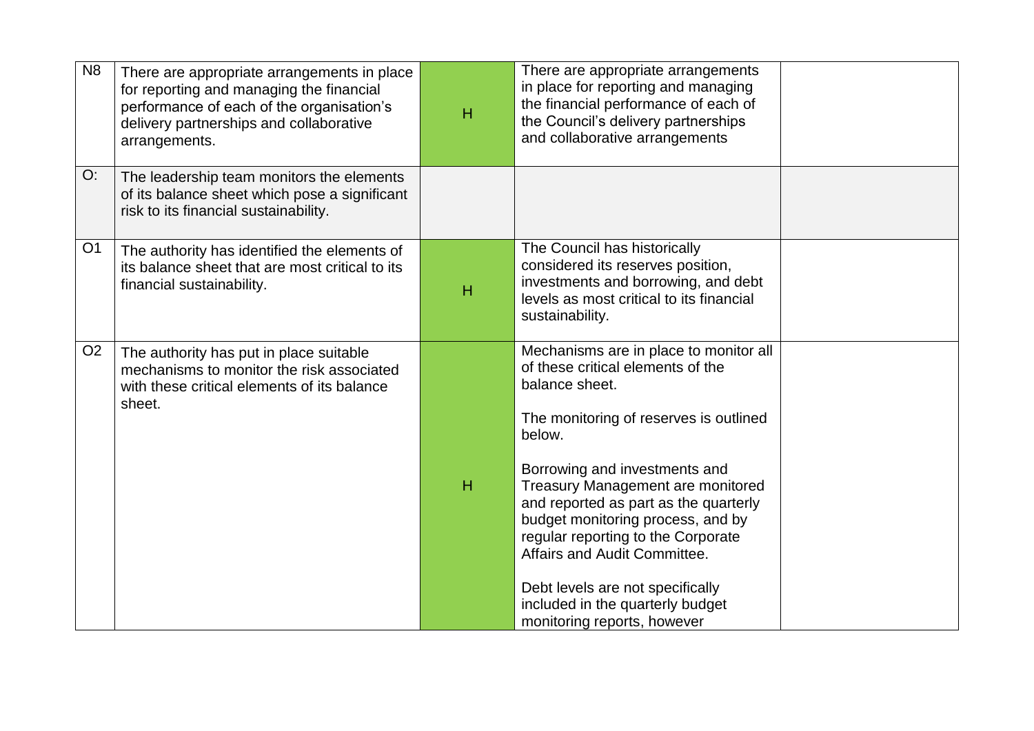| | | | | |
|---|---|---|---|---|
| N8 | There are appropriate arrangements in place for reporting and managing the financial performance of each of the organisation's delivery partnerships and collaborative arrangements. | H | There are appropriate arrangements in place for reporting and managing the financial performance of each of the Council's delivery partnerships and collaborative arrangements | |
| O: | The leadership team monitors the elements of its balance sheet which pose a significant risk to its financial sustainability. | | | |
| O1 | The authority has identified the elements of its balance sheet that are most critical to its financial sustainability. | H | The Council has historically considered its reserves position, investments and borrowing, and debt levels as most critical to its financial sustainability. | |
| O2 | The authority has put in place suitable mechanisms to monitor the risk associated with these critical elements of its balance sheet. | H | Mechanisms are in place to monitor all of these critical elements of the balance sheet.<br><br>The monitoring of reserves is outlined below.<br><br>Borrowing and investments and Treasury Management are monitored and reported as part as the quarterly budget monitoring process, and by regular reporting to the Corporate Affairs and Audit Committee.<br><br>Debt levels are not specifically included in the quarterly budget monitoring reports, however | |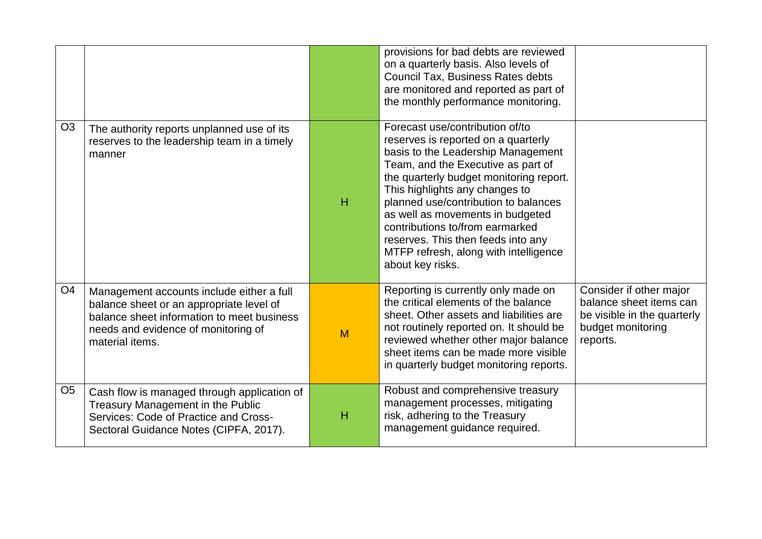| | | | | |
|---|---|---|---|---|
| | | | provisions for bad debts are reviewed on a quarterly basis. Also levels of Council Tax, Business Rates debts are monitored and reported as part of the monthly performance monitoring. | |
| O3 | The authority reports unplanned use of its reserves to the leadership team in a timely manner | H | Forecast use/contribution of/to reserves is reported on a quarterly basis to the Leadership Management Team, and the Executive as part of the quarterly budget monitoring report. This highlights any changes to planned use/contribution to balances as well as movements in budgeted contributions to/from earmarked reserves. This then feeds into any MTFP refresh, along with intelligence about key risks. | |
| O4 | Management accounts include either a full balance sheet or an appropriate level of balance sheet information to meet business needs and evidence of monitoring of material items. | M | Reporting is currently only made on the critical elements of the balance sheet. Other assets and liabilities are not routinely reported on. It should be reviewed whether other major balance sheet items can be made more visible in quarterly budget monitoring reports. | Consider if other major balance sheet items can be visible in the quarterly budget monitoring reports. |
| O5 | Cash flow is managed through application of Treasury Management in the Public Services: Code of Practice and Cross-Sectoral Guidance Notes (CIPFA, 2017). | H | Robust and comprehensive treasury management processes, mitigating risk, adhering to the Treasury management guidance required. | |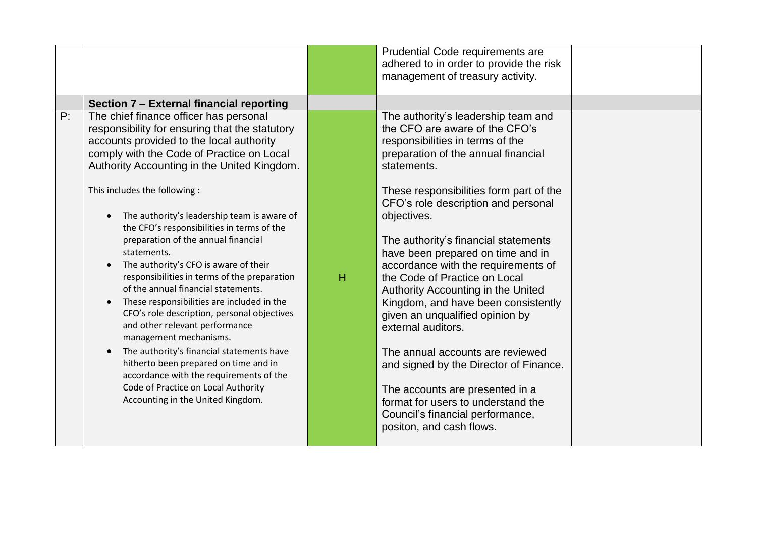| | | | | |
|---|---|---|---|---|
| | | | Prudential Code requirements are adhered to in order to provide the risk management of treasury activity. | |
| | **Section 7 – External financial reporting** | | | |
| P: | The chief finance officer has personal responsibility for ensuring that the statutory accounts provided to the local authority comply with the Code of Practice on Local Authority Accounting in the United Kingdom.<br><br>This includes the following :<br><br>• The authority's leadership team is aware of the CFO's responsibilities in terms of the preparation of the annual financial statements.<br>• The authority's CFO is aware of their responsibilities in terms of the preparation of the annual financial statements.<br>• These responsibilities are included in the CFO's role description, personal objectives and other relevant performance management mechanisms.<br>• The authority's financial statements have hitherto been prepared on time and in accordance with the requirements of the Code of Practice on Local Authority Accounting in the United Kingdom. | H | The authority's leadership team and the CFO are aware of the CFO's responsibilities in terms of the preparation of the annual financial statements.<br><br>These responsibilities form part of the CFO's role description and personal objectives.<br><br>The authority's financial statements have been prepared on time and in accordance with the requirements of the Code of Practice on Local Authority Accounting in the United Kingdom, and have been consistently given an unqualified opinion by external auditors.<br><br>The annual accounts are reviewed and signed by the Director of Finance.<br><br>The accounts are presented in a format for users to understand the Council's financial performance, positon, and cash flows. | |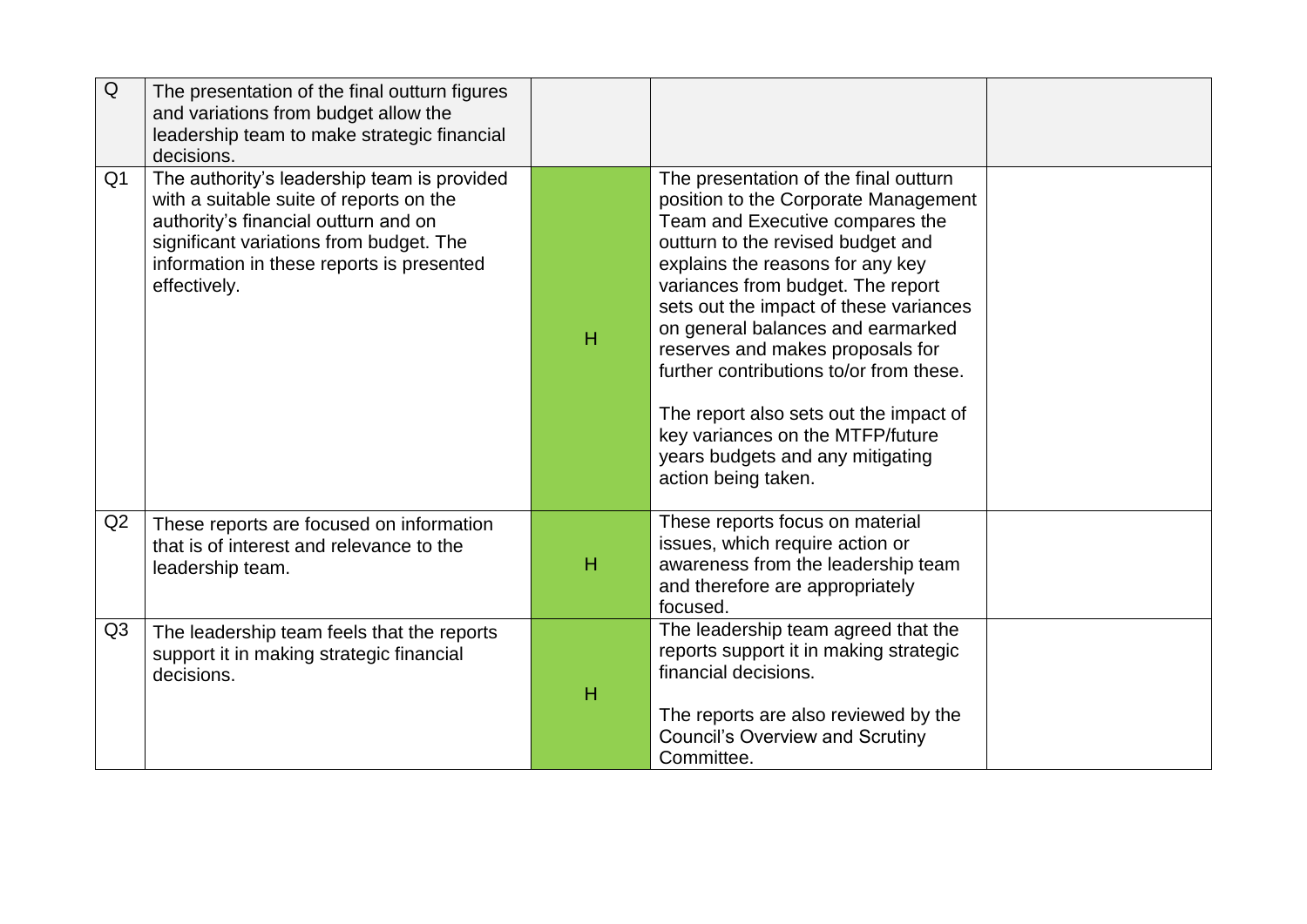| | | | | |
|---|---|---|---|---|
| Q | The presentation of the final outturn figures and variations from budget allow the leadership team to make strategic financial decisions. | | | |
| Q1 | The authority's leadership team is provided with a suitable suite of reports on the authority's financial outturn and on significant variations from budget. The information in these reports is presented effectively. | H | The presentation of the final outturn position to the Corporate Management Team and Executive compares the outturn to the revised budget and explains the reasons for any key variances from budget. The report sets out the impact of these variances on general balances and earmarked reserves and makes proposals for further contributions to/or from these.<br><br>The report also sets out the impact of key variances on the MTFP/future years budgets and any mitigating action being taken. | |
| Q2 | These reports are focused on information that is of interest and relevance to the leadership team. | H | These reports focus on material issues, which require action or awareness from the leadership team and therefore are appropriately focused. | |
| Q3 | The leadership team feels that the reports support it in making strategic financial decisions. | H | The leadership team agreed that the reports support it in making strategic financial decisions.<br><br>The reports are also reviewed by the Council's Overview and Scrutiny Committee. | |